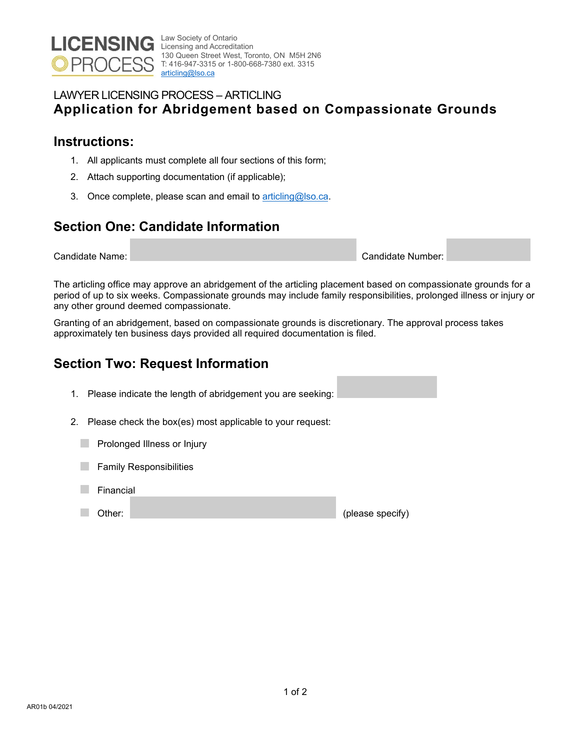**LICENSING PROCESS**

Law Society of Ontario
Licensing and Accreditation
130 Queen Street West, Toronto, ON M5H 2N6
T: 416-947-3315 or 1-800-668-7380 ext. 3315
articling@lso.ca

LAWYER LICENSING PROCESS – ARTICLING

# Application for Abridgement based on Compassionate Grounds

## Instructions:

1. All applicants must complete all four sections of this form;
2. Attach supporting documentation (if applicable);
3. Once complete, please scan and email to articling@lso.ca.

## Section One: Candidate Information

Candidate Name: ____________________ Candidate Number: __________

The articling office may approve an abridgement of the articling placement based on compassionate grounds for a period of up to six weeks. Compassionate grounds may include family responsibilities, prolonged illness or injury or any other ground deemed compassionate.

Granting of an abridgement, based on compassionate grounds is discretionary. The approval process takes approximately ten business days provided all required documentation is filed.

## Section Two: Request Information

1. Please indicate the length of abridgement you are seeking: __________
2. Please check the box(es) most applicable to your request:

- ☐ Prolonged Illness or Injury
- ☐ Family Responsibilities
- ☐ Financial
- ☐ Other: ____________________ (please specify)

AR01b 04/2021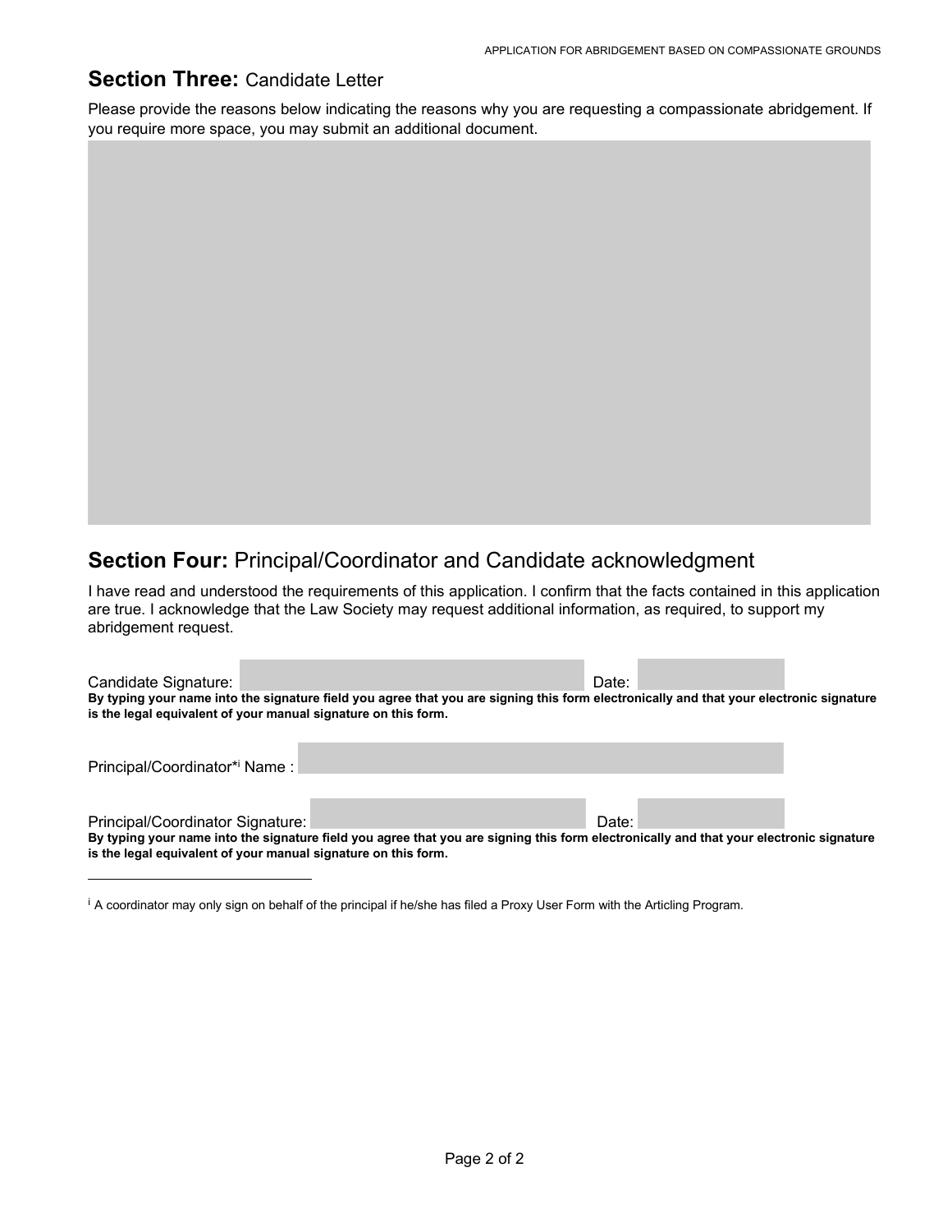## Section Three: Candidate Letter

Please provide the reasons below indicating the reasons why you are requesting a compassionate abridgement. If you require more space, you may submit an additional document.

## Section Four: Principal/Coordinator and Candidate acknowledgment

I have read and understood the requirements of this application. I confirm that the facts contained in this application are true. I acknowledge that the Law Society may request additional information, as required, to support my abridgement request.

Candidate Signature: Date:

**By typing your name into the signature field you agree that you are signing this form electronically and that your electronic signature is the legal equivalent of your manual signature on this form.**

Principal/Coordinator*[i] Name :

Principal/Coordinator Signature: Date:

**By typing your name into the signature field you agree that you are signing this form electronically and that your electronic signature is the legal equivalent of your manual signature on this form.**

---

[i] A coordinator may only sign on behalf of the principal if he/she has filed a Proxy User Form with the Articling Program.